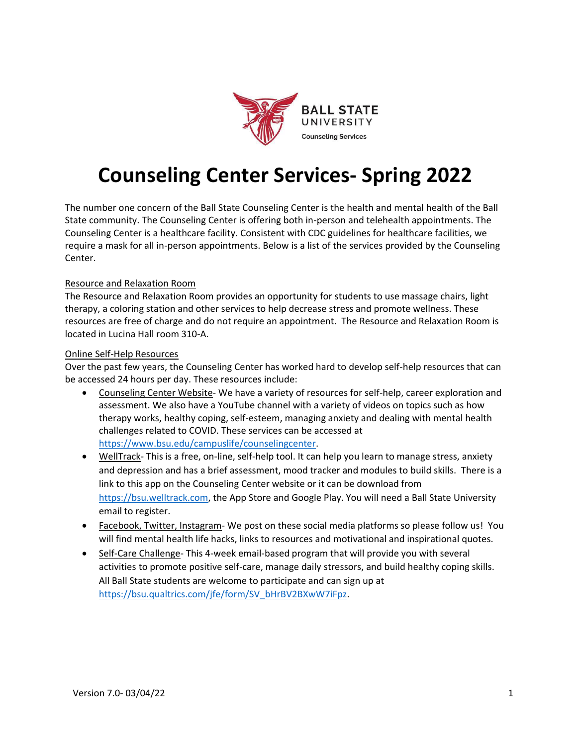BALL STATE UNIVERSITY
Counseling Services

# Counseling Center Services- Spring 2022

The number one concern of the Ball State Counseling Center is the health and mental health of the Ball State community. The Counseling Center is offering both in-person and telehealth appointments. The Counseling Center is a healthcare facility. Consistent with CDC guidelines for healthcare facilities, we require a mask for all in-person appointments. Below is a list of the services provided by the Counseling Center.

## Resource and Relaxation Room

The Resource and Relaxation Room provides an opportunity for students to use massage chairs, light therapy, a coloring station and other services to help decrease stress and promote wellness. These resources are free of charge and do not require an appointment. The Resource and Relaxation Room is located in Lucina Hall room 310-A.

## Online Self-Help Resources

Over the past few years, the Counseling Center has worked hard to develop self-help resources that can be accessed 24 hours per day. These resources include:

- Counseling Center Website- We have a variety of resources for self-help, career exploration and assessment. We also have a YouTube channel with a variety of videos on topics such as how therapy works, healthy coping, self-esteem, managing anxiety and dealing with mental health challenges related to COVID. These services can be accessed at https://www.bsu.edu/campuslife/counselingcenter.
- WellTrack- This is a free, on-line, self-help tool. It can help you learn to manage stress, anxiety and depression and has a brief assessment, mood tracker and modules to build skills. There is a link to this app on the Counseling Center website or it can be download from https://bsu.welltrack.com, the App Store and Google Play. You will need a Ball State University email to register.
- Facebook, Twitter, Instagram- We post on these social media platforms so please follow us! You will find mental health life hacks, links to resources and motivational and inspirational quotes.
- Self-Care Challenge- This 4-week email-based program that will provide you with several activities to promote positive self-care, manage daily stressors, and build healthy coping skills. All Ball State students are welcome to participate and can sign up at https://bsu.qualtrics.com/jfe/form/SV_bHrBV2BXwW7iFpz.

Version 7.0- 03/04/22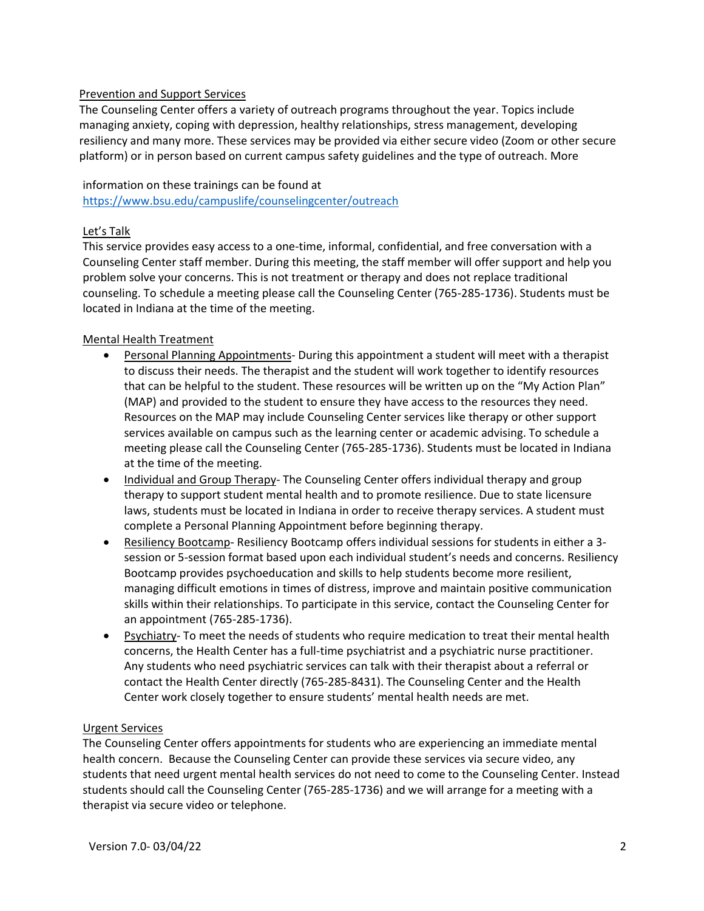Prevention and Support Services

The Counseling Center offers a variety of outreach programs throughout the year. Topics include managing anxiety, coping with depression, healthy relationships, stress management, developing resiliency and many more. These services may be provided via either secure video (Zoom or other secure platform) or in person based on current campus safety guidelines and the type of outreach. More information on these trainings can be found at https://www.bsu.edu/campuslife/counselingcenter/outreach

Let's Talk

This service provides easy access to a one-time, informal, confidential, and free conversation with a Counseling Center staff member. During this meeting, the staff member will offer support and help you problem solve your concerns. This is not treatment or therapy and does not replace traditional counseling. To schedule a meeting please call the Counseling Center (765-285-1736). Students must be located in Indiana at the time of the meeting.

Mental Health Treatment

- Personal Planning Appointments- During this appointment a student will meet with a therapist to discuss their needs. The therapist and the student will work together to identify resources that can be helpful to the student. These resources will be written up on the "My Action Plan" (MAP) and provided to the student to ensure they have access to the resources they need. Resources on the MAP may include Counseling Center services like therapy or other support services available on campus such as the learning center or academic advising. To schedule a meeting please call the Counseling Center (765-285-1736). Students must be located in Indiana at the time of the meeting.
- Individual and Group Therapy- The Counseling Center offers individual therapy and group therapy to support student mental health and to promote resilience. Due to state licensure laws, students must be located in Indiana in order to receive therapy services. A student must complete a Personal Planning Appointment before beginning therapy.
- Resiliency Bootcamp- Resiliency Bootcamp offers individual sessions for students in either a 3-session or 5-session format based upon each individual student's needs and concerns. Resiliency Bootcamp provides psychoeducation and skills to help students become more resilient, managing difficult emotions in times of distress, improve and maintain positive communication skills within their relationships. To participate in this service, contact the Counseling Center for an appointment (765-285-1736).
- Psychiatry- To meet the needs of students who require medication to treat their mental health concerns, the Health Center has a full-time psychiatrist and a psychiatric nurse practitioner. Any students who need psychiatric services can talk with their therapist about a referral or contact the Health Center directly (765-285-8431). The Counseling Center and the Health Center work closely together to ensure students' mental health needs are met.

Urgent Services

The Counseling Center offers appointments for students who are experiencing an immediate mental health concern. Because the Counseling Center can provide these services via secure video, any students that need urgent mental health services do not need to come to the Counseling Center. Instead students should call the Counseling Center (765-285-1736) and we will arrange for a meeting with a therapist via secure video or telephone.

Version 7.0- 03/04/22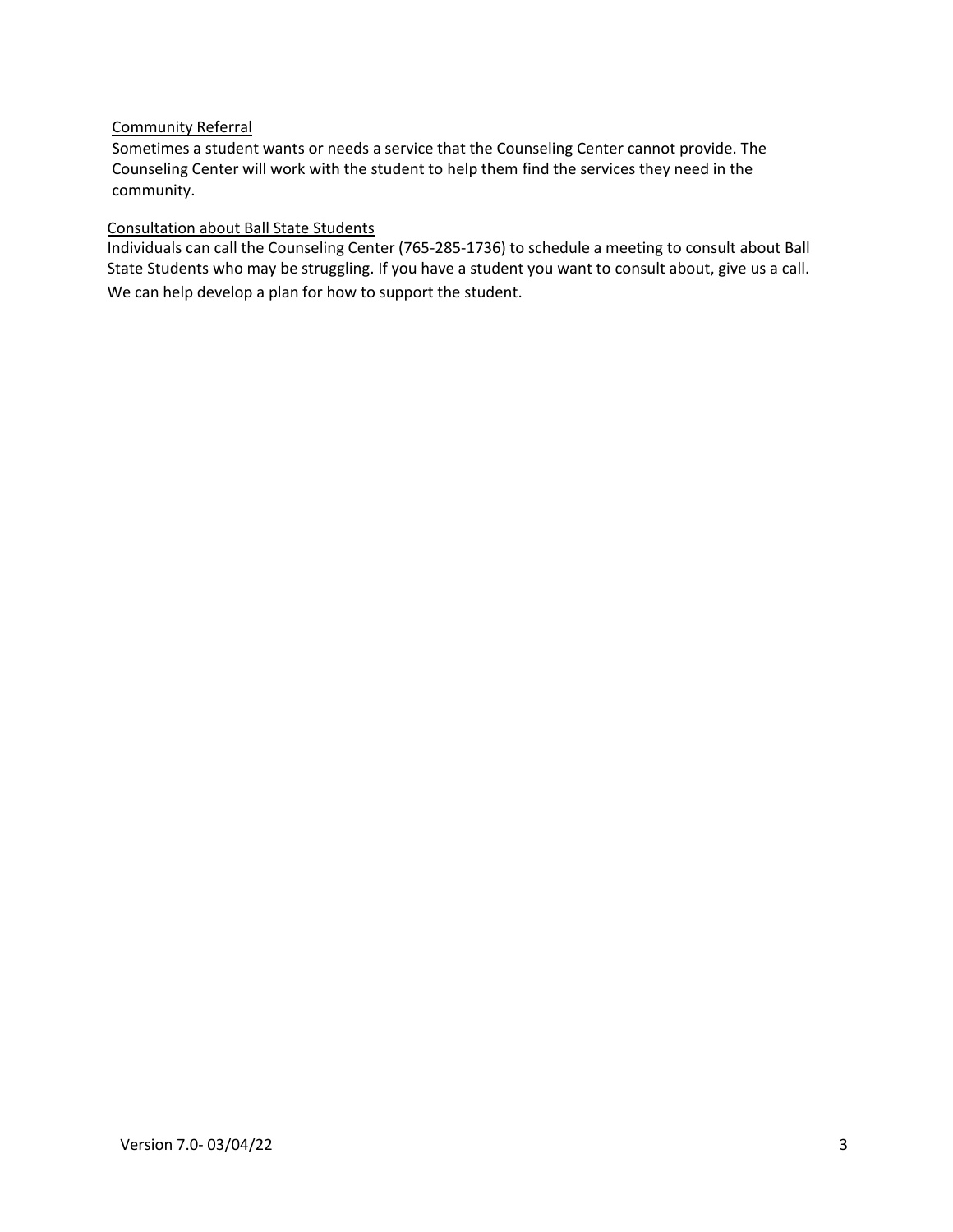### Community Referral

Sometimes a student wants or needs a service that the Counseling Center cannot provide. The Counseling Center will work with the student to help them find the services they need in the community.

### Consultation about Ball State Students

Individuals can call the Counseling Center (765-285-1736) to schedule a meeting to consult about Ball State Students who may be struggling. If you have a student you want to consult about, give us a call. We can help develop a plan for how to support the student.